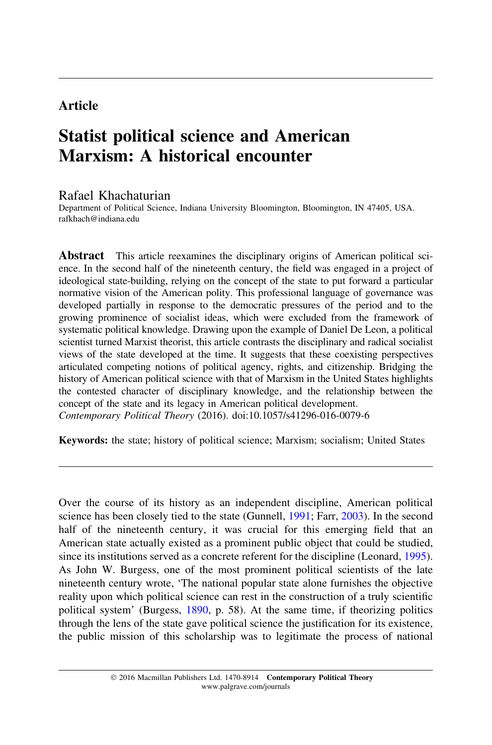**Article**

# Statist political science and American Marxism: A historical encounter

Rafael Khachaturian
Department of Political Science, Indiana University Bloomington, Bloomington, IN 47405, USA.
rafkhach@indiana.edu

**Abstract** This article reexamines the disciplinary origins of American political science. In the second half of the nineteenth century, the field was engaged in a project of ideological state-building, relying on the concept of the state to put forward a particular normative vision of the American polity. This professional language of governance was developed partially in response to the democratic pressures of the period and to the growing prominence of socialist ideas, which were excluded from the framework of systematic political knowledge. Drawing upon the example of Daniel De Leon, a political scientist turned Marxist theorist, this article contrasts the disciplinary and radical socialist views of the state developed at the time. It suggests that these coexisting perspectives articulated competing notions of political agency, rights, and citizenship. Bridging the history of American political science with that of Marxism in the United States highlights the contested character of disciplinary knowledge, and the relationship between the concept of the state and its legacy in American political development.
*Contemporary Political Theory* (2016). doi:10.1057/s41296-016-0079-6

**Keywords:** the state; history of political science; Marxism; socialism; United States

Over the course of its history as an independent discipline, American political science has been closely tied to the state (Gunnell, 1991; Farr, 2003). In the second half of the nineteenth century, it was crucial for this emerging field that an American state actually existed as a prominent public object that could be studied, since its institutions served as a concrete referent for the discipline (Leonard, 1995). As John W. Burgess, one of the most prominent political scientists of the late nineteenth century wrote, 'The national popular state alone furnishes the objective reality upon which political science can rest in the construction of a truly scientific political system' (Burgess, 1890, p. 58). At the same time, if theorizing politics through the lens of the state gave political science the justification for its existence, the public mission of this scholarship was to legitimate the process of national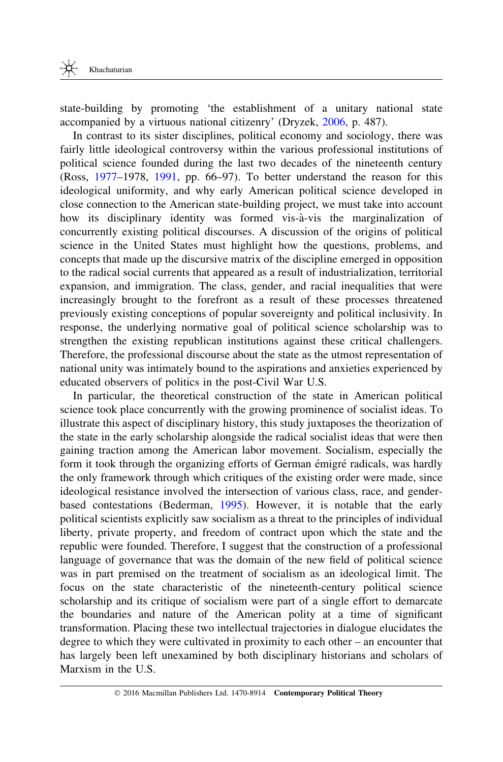state-building by promoting 'the establishment of a unitary national state accompanied by a virtuous national citizenry' (Dryzek, 2006, p. 487).

In contrast to its sister disciplines, political economy and sociology, there was fairly little ideological controversy within the various professional institutions of political science founded during the last two decades of the nineteenth century (Ross, 1977–1978, 1991, pp. 66–97). To better understand the reason for this ideological uniformity, and why early American political science developed in close connection to the American state-building project, we must take into account how its disciplinary identity was formed vis-à-vis the marginalization of concurrently existing political discourses. A discussion of the origins of political science in the United States must highlight how the questions, problems, and concepts that made up the discursive matrix of the discipline emerged in opposition to the radical social currents that appeared as a result of industrialization, territorial expansion, and immigration. The class, gender, and racial inequalities that were increasingly brought to the forefront as a result of these processes threatened previously existing conceptions of popular sovereignty and political inclusivity. In response, the underlying normative goal of political science scholarship was to strengthen the existing republican institutions against these critical challengers. Therefore, the professional discourse about the state as the utmost representation of national unity was intimately bound to the aspirations and anxieties experienced by educated observers of politics in the post-Civil War U.S.

In particular, the theoretical construction of the state in American political science took place concurrently with the growing prominence of socialist ideas. To illustrate this aspect of disciplinary history, this study juxtaposes the theorization of the state in the early scholarship alongside the radical socialist ideas that were then gaining traction among the American labor movement. Socialism, especially the form it took through the organizing efforts of German émigré radicals, was hardly the only framework through which critiques of the existing order were made, since ideological resistance involved the intersection of various class, race, and gender-based contestations (Bederman, 1995). However, it is notable that the early political scientists explicitly saw socialism as a threat to the principles of individual liberty, private property, and freedom of contract upon which the state and the republic were founded. Therefore, I suggest that the construction of a professional language of governance that was the domain of the new field of political science was in part premised on the treatment of socialism as an ideological limit. The focus on the state characteristic of the nineteenth-century political science scholarship and its critique of socialism were part of a single effort to demarcate the boundaries and nature of the American polity at a time of significant transformation. Placing these two intellectual trajectories in dialogue elucidates the degree to which they were cultivated in proximity to each other – an encounter that has largely been left unexamined by both disciplinary historians and scholars of Marxism in the U.S.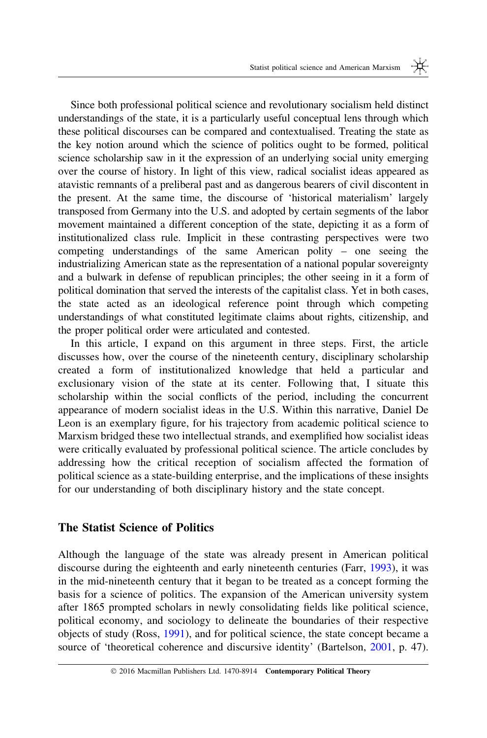Since both professional political science and revolutionary socialism held distinct understandings of the state, it is a particularly useful conceptual lens through which these political discourses can be compared and contextualised. Treating the state as the key notion around which the science of politics ought to be formed, political science scholarship saw in it the expression of an underlying social unity emerging over the course of history. In light of this view, radical socialist ideas appeared as atavistic remnants of a preliberal past and as dangerous bearers of civil discontent in the present. At the same time, the discourse of 'historical materialism' largely transposed from Germany into the U.S. and adopted by certain segments of the labor movement maintained a different conception of the state, depicting it as a form of institutionalized class rule. Implicit in these contrasting perspectives were two competing understandings of the same American polity – one seeing the industrializing American state as the representation of a national popular sovereignty and a bulwark in defense of republican principles; the other seeing in it a form of political domination that served the interests of the capitalist class. Yet in both cases, the state acted as an ideological reference point through which competing understandings of what constituted legitimate claims about rights, citizenship, and the proper political order were articulated and contested.

In this article, I expand on this argument in three steps. First, the article discusses how, over the course of the nineteenth century, disciplinary scholarship created a form of institutionalized knowledge that held a particular and exclusionary vision of the state at its center. Following that, I situate this scholarship within the social conflicts of the period, including the concurrent appearance of modern socialist ideas in the U.S. Within this narrative, Daniel De Leon is an exemplary figure, for his trajectory from academic political science to Marxism bridged these two intellectual strands, and exemplified how socialist ideas were critically evaluated by professional political science. The article concludes by addressing how the critical reception of socialism affected the formation of political science as a state-building enterprise, and the implications of these insights for our understanding of both disciplinary history and the state concept.

## The Statist Science of Politics

Although the language of the state was already present in American political discourse during the eighteenth and early nineteenth centuries (Farr, 1993), it was in the mid-nineteenth century that it began to be treated as a concept forming the basis for a science of politics. The expansion of the American university system after 1865 prompted scholars in newly consolidating fields like political science, political economy, and sociology to delineate the boundaries of their respective objects of study (Ross, 1991), and for political science, the state concept became a source of 'theoretical coherence and discursive identity' (Bartelson, 2001, p. 47).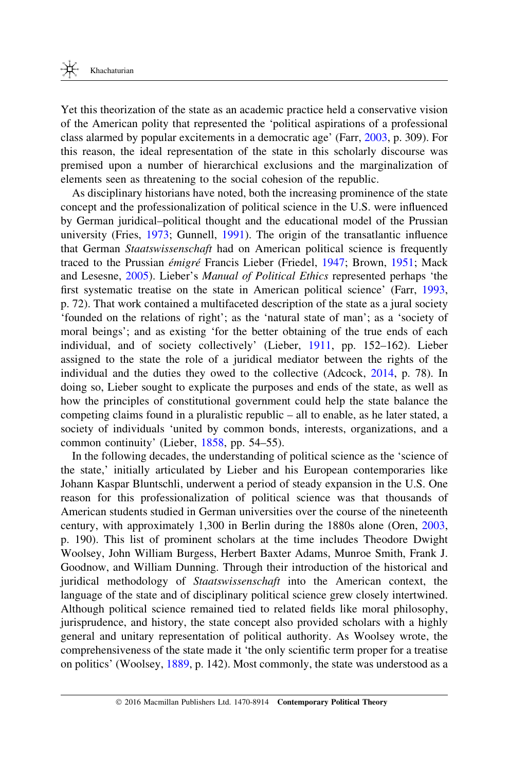Yet this theorization of the state as an academic practice held a conservative vision of the American polity that represented the 'political aspirations of a professional class alarmed by popular excitements in a democratic age' (Farr, 2003, p. 309). For this reason, the ideal representation of the state in this scholarly discourse was premised upon a number of hierarchical exclusions and the marginalization of elements seen as threatening to the social cohesion of the republic.

As disciplinary historians have noted, both the increasing prominence of the state concept and the professionalization of political science in the U.S. were influenced by German juridical–political thought and the educational model of the Prussian university (Fries, 1973; Gunnell, 1991). The origin of the transatlantic influence that German *Staatswissenschaft* had on American political science is frequently traced to the Prussian *émigré* Francis Lieber (Friedel, 1947; Brown, 1951; Mack and Lesesne, 2005). Lieber's *Manual of Political Ethics* represented perhaps 'the first systematic treatise on the state in American political science' (Farr, 1993, p. 72). That work contained a multifaceted description of the state as a jural society 'founded on the relations of right'; as the 'natural state of man'; as a 'society of moral beings'; and as existing 'for the better obtaining of the true ends of each individual, and of society collectively' (Lieber, 1911, pp. 152–162). Lieber assigned to the state the role of a juridical mediator between the rights of the individual and the duties they owed to the collective (Adcock, 2014, p. 78). In doing so, Lieber sought to explicate the purposes and ends of the state, as well as how the principles of constitutional government could help the state balance the competing claims found in a pluralistic republic – all to enable, as he later stated, a society of individuals 'united by common bonds, interests, organizations, and a common continuity' (Lieber, 1858, pp. 54–55).

In the following decades, the understanding of political science as the 'science of the state,' initially articulated by Lieber and his European contemporaries like Johann Kaspar Bluntschli, underwent a period of steady expansion in the U.S. One reason for this professionalization of political science was that thousands of American students studied in German universities over the course of the nineteenth century, with approximately 1,300 in Berlin during the 1880s alone (Oren, 2003, p. 190). This list of prominent scholars at the time includes Theodore Dwight Woolsey, John William Burgess, Herbert Baxter Adams, Munroe Smith, Frank J. Goodnow, and William Dunning. Through their introduction of the historical and juridical methodology of *Staatswissenschaft* into the American context, the language of the state and of disciplinary political science grew closely intertwined. Although political science remained tied to related fields like moral philosophy, jurisprudence, and history, the state concept also provided scholars with a highly general and unitary representation of political authority. As Woolsey wrote, the comprehensiveness of the state made it 'the only scientific term proper for a treatise on politics' (Woolsey, 1889, p. 142). Most commonly, the state was understood as a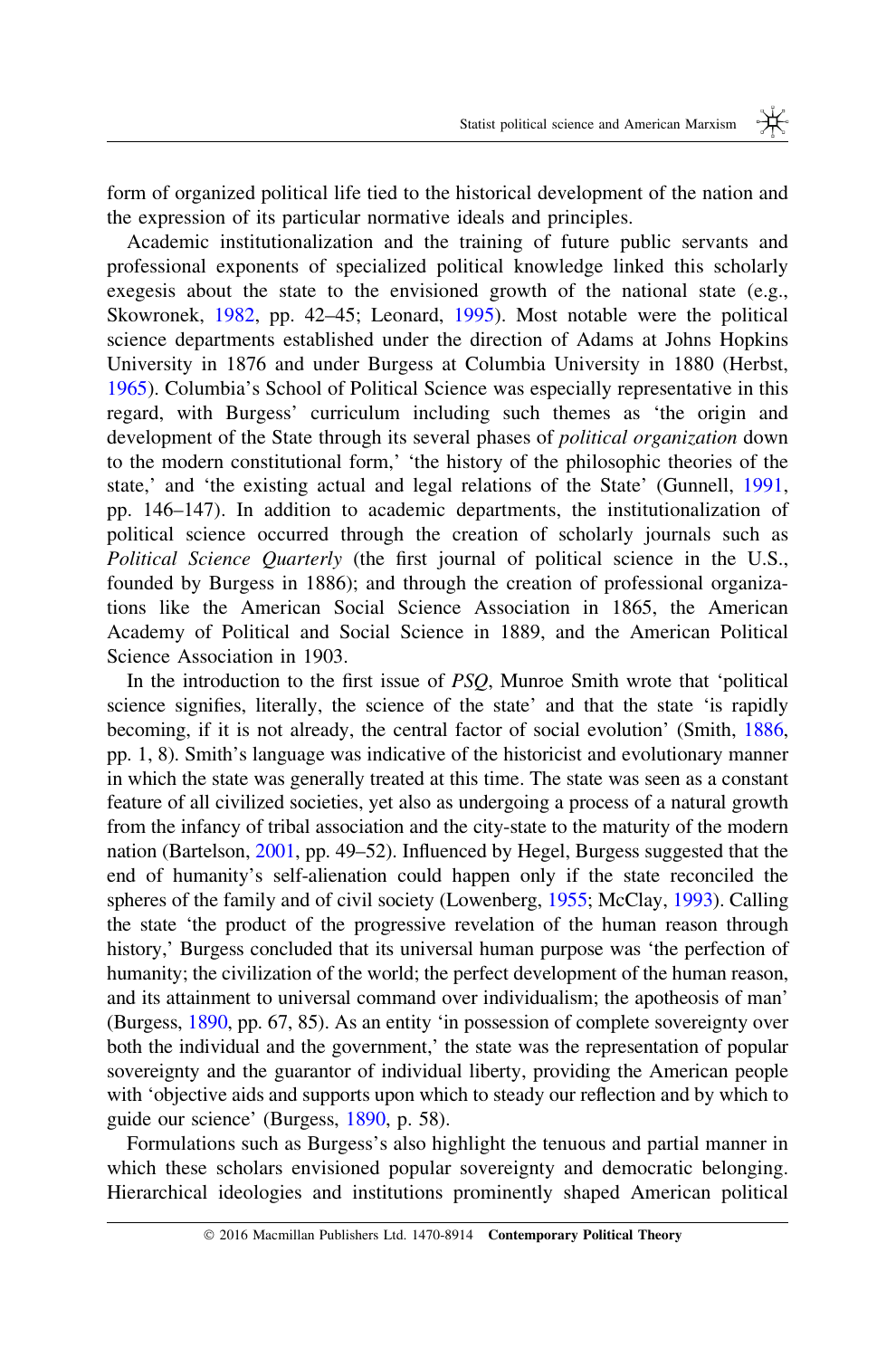form of organized political life tied to the historical development of the nation and the expression of its particular normative ideals and principles.

Academic institutionalization and the training of future public servants and professional exponents of specialized political knowledge linked this scholarly exegesis about the state to the envisioned growth of the national state (e.g., Skowronek, 1982, pp. 42–45; Leonard, 1995). Most notable were the political science departments established under the direction of Adams at Johns Hopkins University in 1876 and under Burgess at Columbia University in 1880 (Herbst, 1965). Columbia's School of Political Science was especially representative in this regard, with Burgess' curriculum including such themes as 'the origin and development of the State through its several phases of *political organization* down to the modern constitutional form,' 'the history of the philosophic theories of the state,' and 'the existing actual and legal relations of the State' (Gunnell, 1991, pp. 146–147). In addition to academic departments, the institutionalization of political science occurred through the creation of scholarly journals such as *Political Science Quarterly* (the first journal of political science in the U.S., founded by Burgess in 1886); and through the creation of professional organizations like the American Social Science Association in 1865, the American Academy of Political and Social Science in 1889, and the American Political Science Association in 1903.

In the introduction to the first issue of *PSQ*, Munroe Smith wrote that 'political science signifies, literally, the science of the state' and that the state 'is rapidly becoming, if it is not already, the central factor of social evolution' (Smith, 1886, pp. 1, 8). Smith's language was indicative of the historicist and evolutionary manner in which the state was generally treated at this time. The state was seen as a constant feature of all civilized societies, yet also as undergoing a process of a natural growth from the infancy of tribal association and the city-state to the maturity of the modern nation (Bartelson, 2001, pp. 49–52). Influenced by Hegel, Burgess suggested that the end of humanity's self-alienation could happen only if the state reconciled the spheres of the family and of civil society (Lowenberg, 1955; McClay, 1993). Calling the state 'the product of the progressive revelation of the human reason through history,' Burgess concluded that its universal human purpose was 'the perfection of humanity; the civilization of the world; the perfect development of the human reason, and its attainment to universal command over individualism; the apotheosis of man' (Burgess, 1890, pp. 67, 85). As an entity 'in possession of complete sovereignty over both the individual and the government,' the state was the representation of popular sovereignty and the guarantor of individual liberty, providing the American people with 'objective aids and supports upon which to steady our reflection and by which to guide our science' (Burgess, 1890, p. 58).

Formulations such as Burgess's also highlight the tenuous and partial manner in which these scholars envisioned popular sovereignty and democratic belonging. Hierarchical ideologies and institutions prominently shaped American political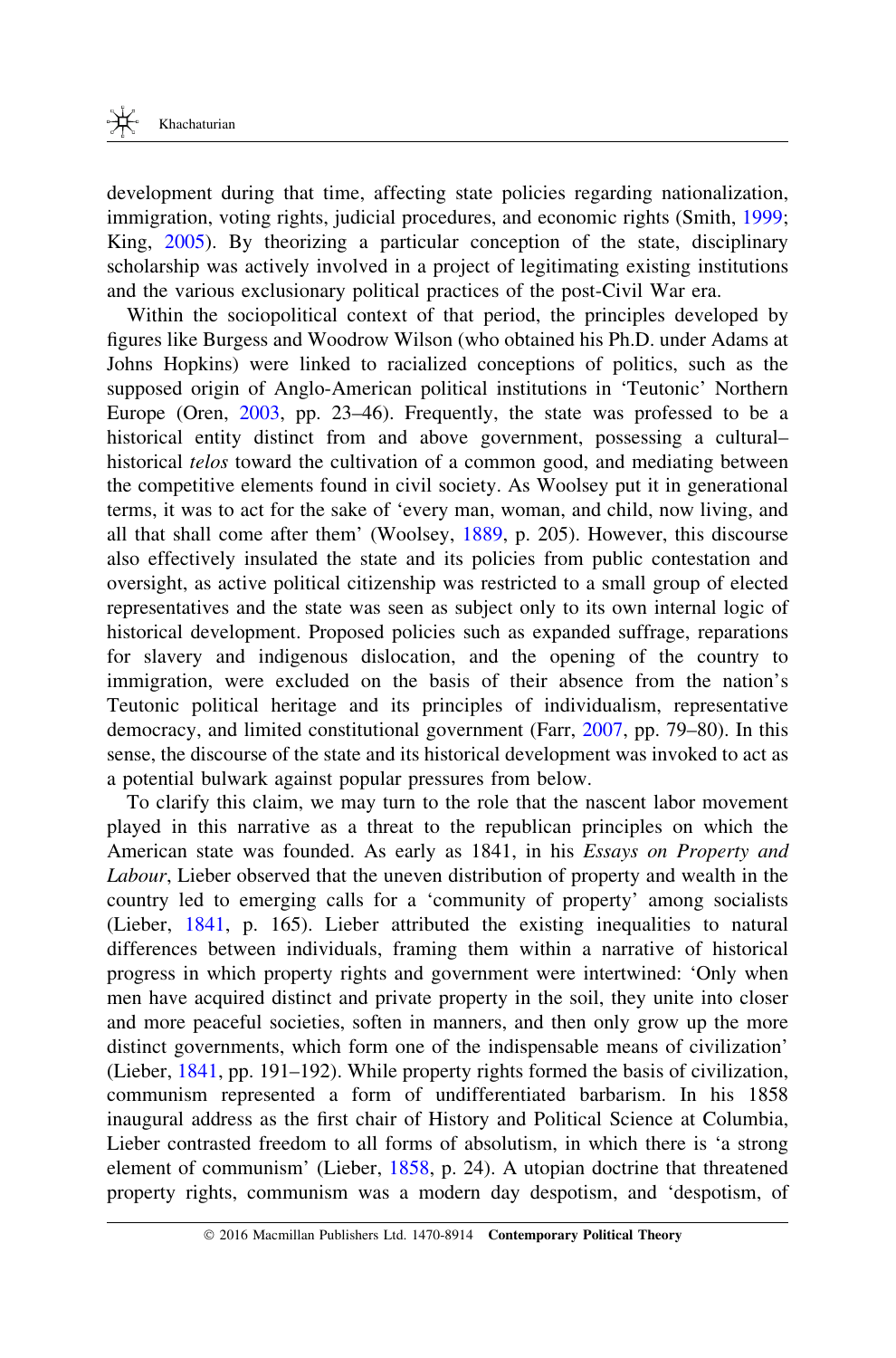development during that time, affecting state policies regarding nationalization, immigration, voting rights, judicial procedures, and economic rights (Smith, 1999; King, 2005). By theorizing a particular conception of the state, disciplinary scholarship was actively involved in a project of legitimating existing institutions and the various exclusionary political practices of the post-Civil War era.

Within the sociopolitical context of that period, the principles developed by figures like Burgess and Woodrow Wilson (who obtained his Ph.D. under Adams at Johns Hopkins) were linked to racialized conceptions of politics, such as the supposed origin of Anglo-American political institutions in 'Teutonic' Northern Europe (Oren, 2003, pp. 23–46). Frequently, the state was professed to be a historical entity distinct from and above government, possessing a cultural–historical *telos* toward the cultivation of a common good, and mediating between the competitive elements found in civil society. As Woolsey put it in generational terms, it was to act for the sake of 'every man, woman, and child, now living, and all that shall come after them' (Woolsey, 1889, p. 205). However, this discourse also effectively insulated the state and its policies from public contestation and oversight, as active political citizenship was restricted to a small group of elected representatives and the state was seen as subject only to its own internal logic of historical development. Proposed policies such as expanded suffrage, reparations for slavery and indigenous dislocation, and the opening of the country to immigration, were excluded on the basis of their absence from the nation's Teutonic political heritage and its principles of individualism, representative democracy, and limited constitutional government (Farr, 2007, pp. 79–80). In this sense, the discourse of the state and its historical development was invoked to act as a potential bulwark against popular pressures from below.

To clarify this claim, we may turn to the role that the nascent labor movement played in this narrative as a threat to the republican principles on which the American state was founded. As early as 1841, in his *Essays on Property and Labour*, Lieber observed that the uneven distribution of property and wealth in the country led to emerging calls for a 'community of property' among socialists (Lieber, 1841, p. 165). Lieber attributed the existing inequalities to natural differences between individuals, framing them within a narrative of historical progress in which property rights and government were intertwined: 'Only when men have acquired distinct and private property in the soil, they unite into closer and more peaceful societies, soften in manners, and then only grow up the more distinct governments, which form one of the indispensable means of civilization' (Lieber, 1841, pp. 191–192). While property rights formed the basis of civilization, communism represented a form of undifferentiated barbarism. In his 1858 inaugural address as the first chair of History and Political Science at Columbia, Lieber contrasted freedom to all forms of absolutism, in which there is 'a strong element of communism' (Lieber, 1858, p. 24). A utopian doctrine that threatened property rights, communism was a modern day despotism, and 'despotism, of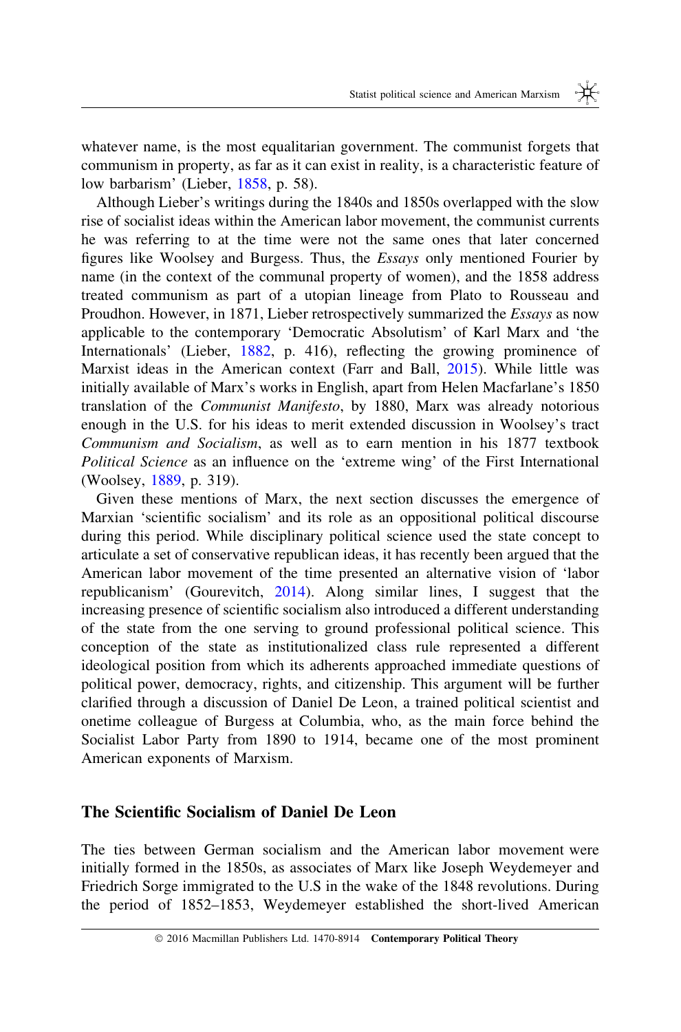whatever name, is the most equalitarian government. The communist forgets that communism in property, as far as it can exist in reality, is a characteristic feature of low barbarism' (Lieber, 1858, p. 58).

Although Lieber's writings during the 1840s and 1850s overlapped with the slow rise of socialist ideas within the American labor movement, the communist currents he was referring to at the time were not the same ones that later concerned figures like Woolsey and Burgess. Thus, the *Essays* only mentioned Fourier by name (in the context of the communal property of women), and the 1858 address treated communism as part of a utopian lineage from Plato to Rousseau and Proudhon. However, in 1871, Lieber retrospectively summarized the *Essays* as now applicable to the contemporary 'Democratic Absolutism' of Karl Marx and 'the Internationals' (Lieber, 1882, p. 416), reflecting the growing prominence of Marxist ideas in the American context (Farr and Ball, 2015). While little was initially available of Marx's works in English, apart from Helen Macfarlane's 1850 translation of the *Communist Manifesto*, by 1880, Marx was already notorious enough in the U.S. for his ideas to merit extended discussion in Woolsey's tract *Communism and Socialism*, as well as to earn mention in his 1877 textbook *Political Science* as an influence on the 'extreme wing' of the First International (Woolsey, 1889, p. 319).

Given these mentions of Marx, the next section discusses the emergence of Marxian 'scientific socialism' and its role as an oppositional political discourse during this period. While disciplinary political science used the state concept to articulate a set of conservative republican ideas, it has recently been argued that the American labor movement of the time presented an alternative vision of 'labor republicanism' (Gourevitch, 2014). Along similar lines, I suggest that the increasing presence of scientific socialism also introduced a different understanding of the state from the one serving to ground professional political science. This conception of the state as institutionalized class rule represented a different ideological position from which its adherents approached immediate questions of political power, democracy, rights, and citizenship. This argument will be further clarified through a discussion of Daniel De Leon, a trained political scientist and onetime colleague of Burgess at Columbia, who, as the main force behind the Socialist Labor Party from 1890 to 1914, became one of the most prominent American exponents of Marxism.

## The Scientific Socialism of Daniel De Leon

The ties between German socialism and the American labor movement were initially formed in the 1850s, as associates of Marx like Joseph Weydemeyer and Friedrich Sorge immigrated to the U.S in the wake of the 1848 revolutions. During the period of 1852–1853, Weydemeyer established the short-lived American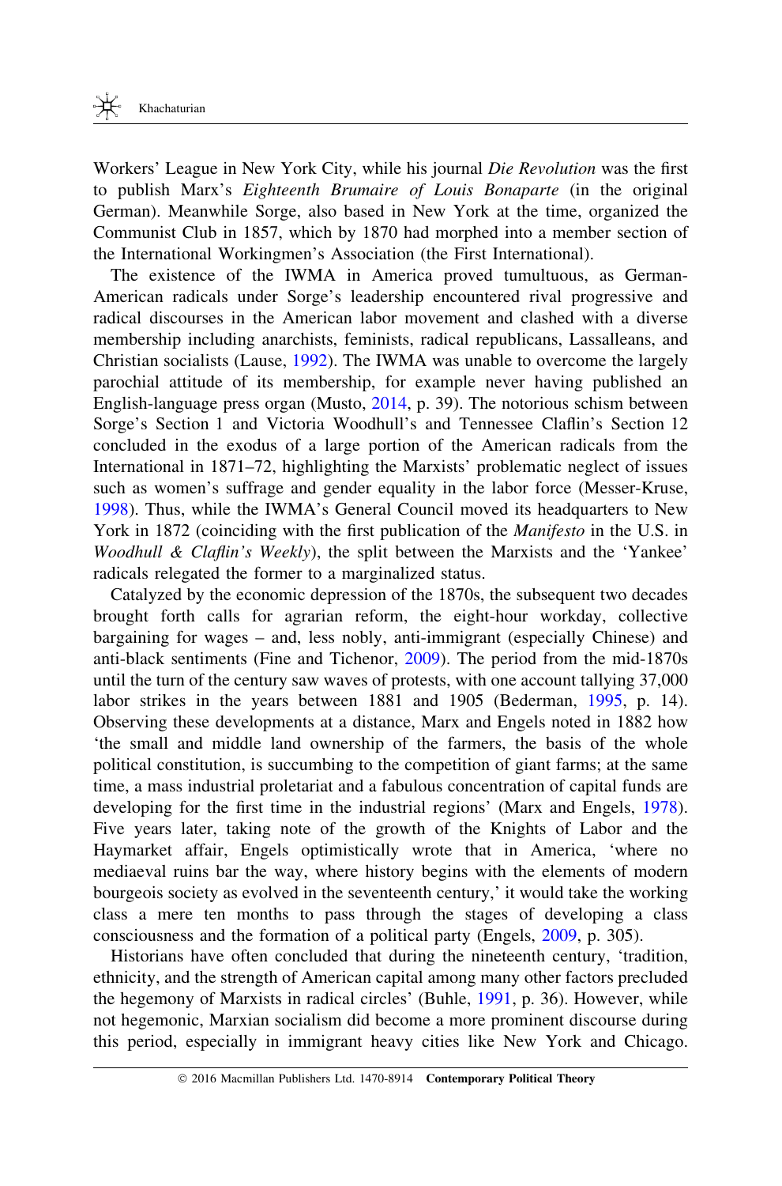Workers' League in New York City, while his journal *Die Revolution* was the first to publish Marx's *Eighteenth Brumaire of Louis Bonaparte* (in the original German). Meanwhile Sorge, also based in New York at the time, organized the Communist Club in 1857, which by 1870 had morphed into a member section of the International Workingmen's Association (the First International).

The existence of the IWMA in America proved tumultuous, as German-American radicals under Sorge's leadership encountered rival progressive and radical discourses in the American labor movement and clashed with a diverse membership including anarchists, feminists, radical republicans, Lassalleans, and Christian socialists (Lause, 1992). The IWMA was unable to overcome the largely parochial attitude of its membership, for example never having published an English-language press organ (Musto, 2014, p. 39). The notorious schism between Sorge's Section 1 and Victoria Woodhull's and Tennessee Claflin's Section 12 concluded in the exodus of a large portion of the American radicals from the International in 1871–72, highlighting the Marxists' problematic neglect of issues such as women's suffrage and gender equality in the labor force (Messer-Kruse, 1998). Thus, while the IWMA's General Council moved its headquarters to New York in 1872 (coinciding with the first publication of the *Manifesto* in the U.S. in *Woodhull & Claflin's Weekly*), the split between the Marxists and the 'Yankee' radicals relegated the former to a marginalized status.

Catalyzed by the economic depression of the 1870s, the subsequent two decades brought forth calls for agrarian reform, the eight-hour workday, collective bargaining for wages – and, less nobly, anti-immigrant (especially Chinese) and anti-black sentiments (Fine and Tichenor, 2009). The period from the mid-1870s until the turn of the century saw waves of protests, with one account tallying 37,000 labor strikes in the years between 1881 and 1905 (Bederman, 1995, p. 14). Observing these developments at a distance, Marx and Engels noted in 1882 how 'the small and middle land ownership of the farmers, the basis of the whole political constitution, is succumbing to the competition of giant farms; at the same time, a mass industrial proletariat and a fabulous concentration of capital funds are developing for the first time in the industrial regions' (Marx and Engels, 1978). Five years later, taking note of the growth of the Knights of Labor and the Haymarket affair, Engels optimistically wrote that in America, 'where no mediaeval ruins bar the way, where history begins with the elements of modern bourgeois society as evolved in the seventeenth century,' it would take the working class a mere ten months to pass through the stages of developing a class consciousness and the formation of a political party (Engels, 2009, p. 305).

Historians have often concluded that during the nineteenth century, 'tradition, ethnicity, and the strength of American capital among many other factors precluded the hegemony of Marxists in radical circles' (Buhle, 1991, p. 36). However, while not hegemonic, Marxian socialism did become a more prominent discourse during this period, especially in immigrant heavy cities like New York and Chicago.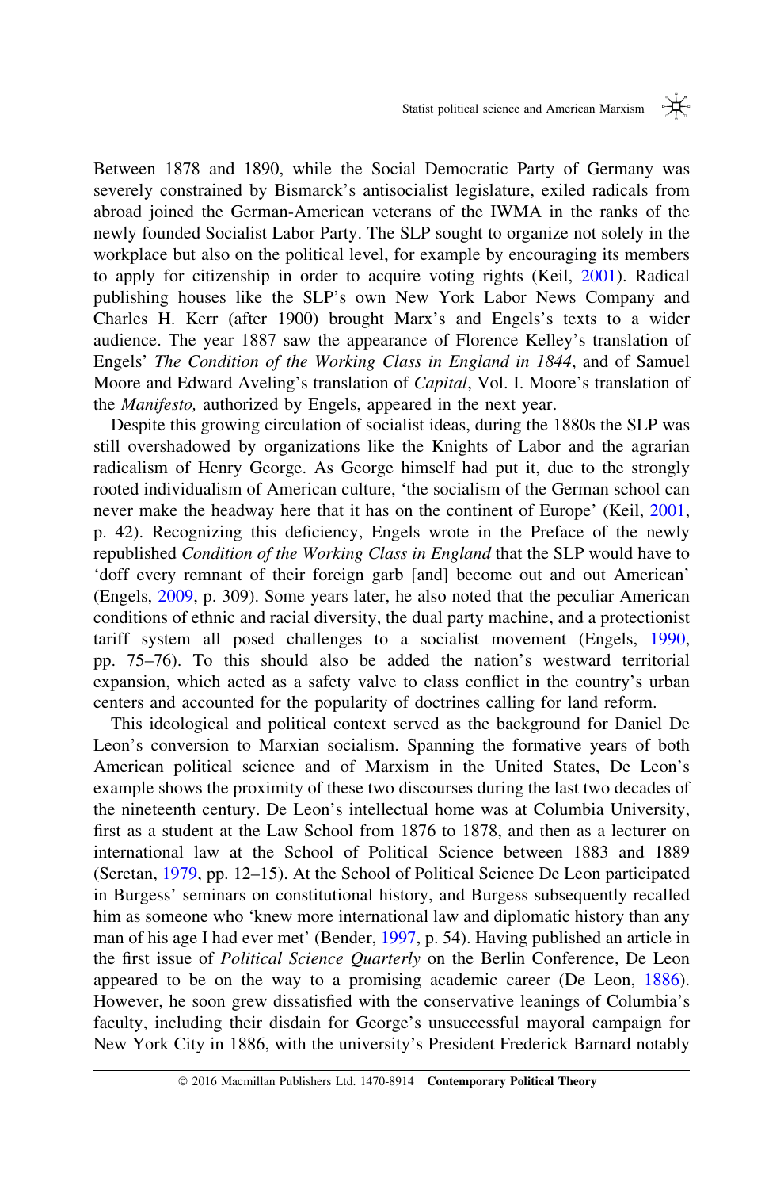Between 1878 and 1890, while the Social Democratic Party of Germany was severely constrained by Bismarck's antisocialist legislature, exiled radicals from abroad joined the German-American veterans of the IWMA in the ranks of the newly founded Socialist Labor Party. The SLP sought to organize not solely in the workplace but also on the political level, for example by encouraging its members to apply for citizenship in order to acquire voting rights (Keil, 2001). Radical publishing houses like the SLP's own New York Labor News Company and Charles H. Kerr (after 1900) brought Marx's and Engels's texts to a wider audience. The year 1887 saw the appearance of Florence Kelley's translation of Engels' *The Condition of the Working Class in England in 1844*, and of Samuel Moore and Edward Aveling's translation of *Capital*, Vol. I. Moore's translation of the *Manifesto,* authorized by Engels, appeared in the next year.

Despite this growing circulation of socialist ideas, during the 1880s the SLP was still overshadowed by organizations like the Knights of Labor and the agrarian radicalism of Henry George. As George himself had put it, due to the strongly rooted individualism of American culture, 'the socialism of the German school can never make the headway here that it has on the continent of Europe' (Keil, 2001, p. 42). Recognizing this deficiency, Engels wrote in the Preface of the newly republished *Condition of the Working Class in England* that the SLP would have to 'doff every remnant of their foreign garb [and] become out and out American' (Engels, 2009, p. 309). Some years later, he also noted that the peculiar American conditions of ethnic and racial diversity, the dual party machine, and a protectionist tariff system all posed challenges to a socialist movement (Engels, 1990, pp. 75–76). To this should also be added the nation's westward territorial expansion, which acted as a safety valve to class conflict in the country's urban centers and accounted for the popularity of doctrines calling for land reform.

This ideological and political context served as the background for Daniel De Leon's conversion to Marxian socialism. Spanning the formative years of both American political science and of Marxism in the United States, De Leon's example shows the proximity of these two discourses during the last two decades of the nineteenth century. De Leon's intellectual home was at Columbia University, first as a student at the Law School from 1876 to 1878, and then as a lecturer on international law at the School of Political Science between 1883 and 1889 (Seretan, 1979, pp. 12–15). At the School of Political Science De Leon participated in Burgess' seminars on constitutional history, and Burgess subsequently recalled him as someone who 'knew more international law and diplomatic history than any man of his age I had ever met' (Bender, 1997, p. 54). Having published an article in the first issue of *Political Science Quarterly* on the Berlin Conference, De Leon appeared to be on the way to a promising academic career (De Leon, 1886). However, he soon grew dissatisfied with the conservative leanings of Columbia's faculty, including their disdain for George's unsuccessful mayoral campaign for New York City in 1886, with the university's President Frederick Barnard notably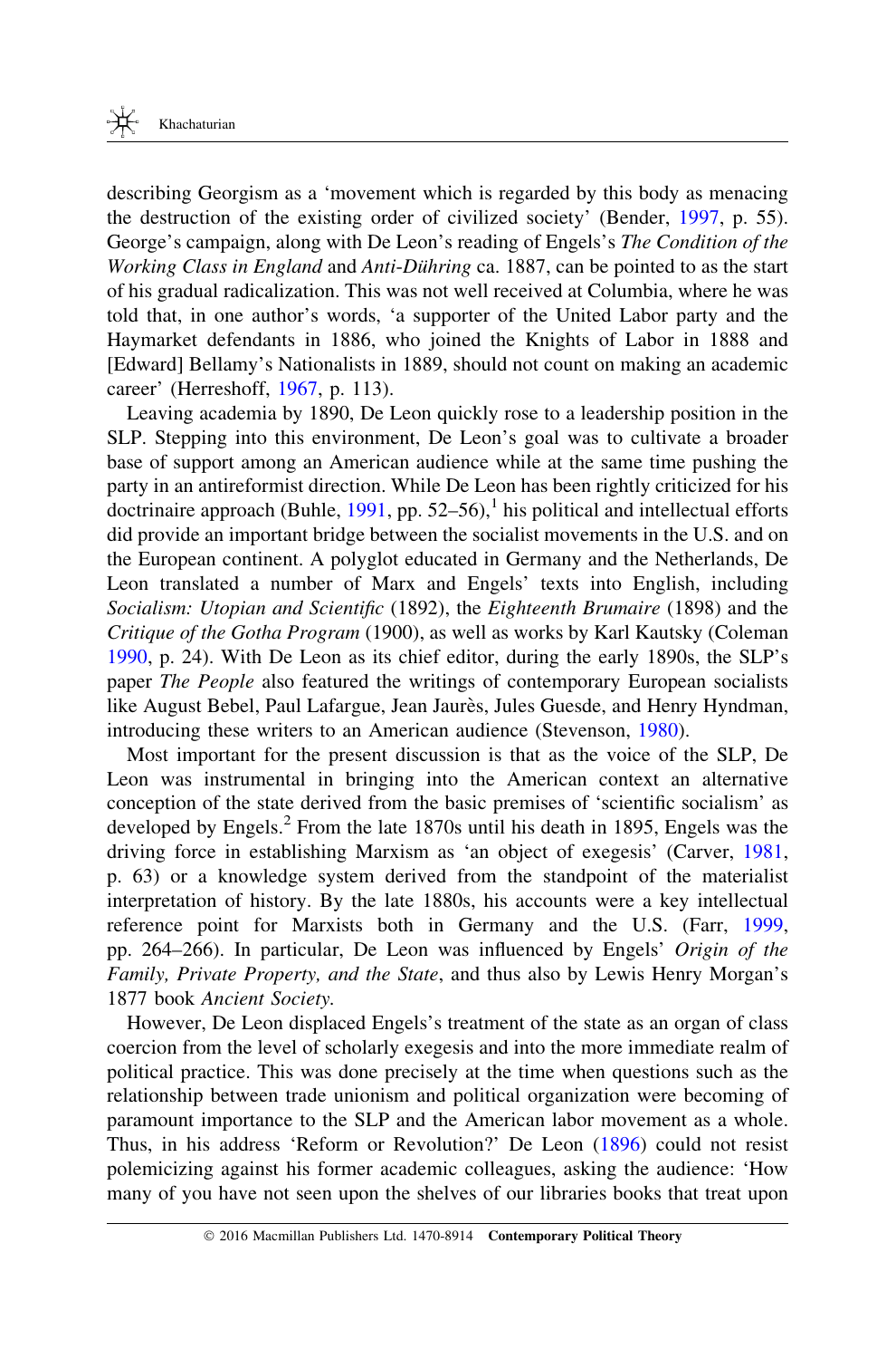describing Georgism as a 'movement which is regarded by this body as menacing the destruction of the existing order of civilized society' (Bender, 1997, p. 55). George's campaign, along with De Leon's reading of Engels's *The Condition of the Working Class in England* and *Anti-Dühring* ca. 1887, can be pointed to as the start of his gradual radicalization. This was not well received at Columbia, where he was told that, in one author's words, 'a supporter of the United Labor party and the Haymarket defendants in 1886, who joined the Knights of Labor in 1888 and [Edward] Bellamy's Nationalists in 1889, should not count on making an academic career' (Herreshoff, 1967, p. 113).

Leaving academia by 1890, De Leon quickly rose to a leadership position in the SLP. Stepping into this environment, De Leon's goal was to cultivate a broader base of support among an American audience while at the same time pushing the party in an antireformist direction. While De Leon has been rightly criticized for his doctrinaire approach (Buhle, 1991, pp. 52–56),[1] his political and intellectual efforts did provide an important bridge between the socialist movements in the U.S. and on the European continent. A polyglot educated in Germany and the Netherlands, De Leon translated a number of Marx and Engels' texts into English, including *Socialism: Utopian and Scientific* (1892), the *Eighteenth Brumaire* (1898) and the *Critique of the Gotha Program* (1900), as well as works by Karl Kautsky (Coleman 1990, p. 24). With De Leon as its chief editor, during the early 1890s, the SLP's paper *The People* also featured the writings of contemporary European socialists like August Bebel, Paul Lafargue, Jean Jaurès, Jules Guesde, and Henry Hyndman, introducing these writers to an American audience (Stevenson, 1980).

Most important for the present discussion is that as the voice of the SLP, De Leon was instrumental in bringing into the American context an alternative conception of the state derived from the basic premises of 'scientific socialism' as developed by Engels.[2] From the late 1870s until his death in 1895, Engels was the driving force in establishing Marxism as 'an object of exegesis' (Carver, 1981, p. 63) or a knowledge system derived from the standpoint of the materialist interpretation of history. By the late 1880s, his accounts were a key intellectual reference point for Marxists both in Germany and the U.S. (Farr, 1999, pp. 264–266). In particular, De Leon was influenced by Engels' *Origin of the Family, Private Property, and the State*, and thus also by Lewis Henry Morgan's 1877 book *Ancient Society*.

However, De Leon displaced Engels's treatment of the state as an organ of class coercion from the level of scholarly exegesis and into the more immediate realm of political practice. This was done precisely at the time when questions such as the relationship between trade unionism and political organization were becoming of paramount importance to the SLP and the American labor movement as a whole. Thus, in his address 'Reform or Revolution?' De Leon (1896) could not resist polemicizing against his former academic colleagues, asking the audience: 'How many of you have not seen upon the shelves of our libraries books that treat upon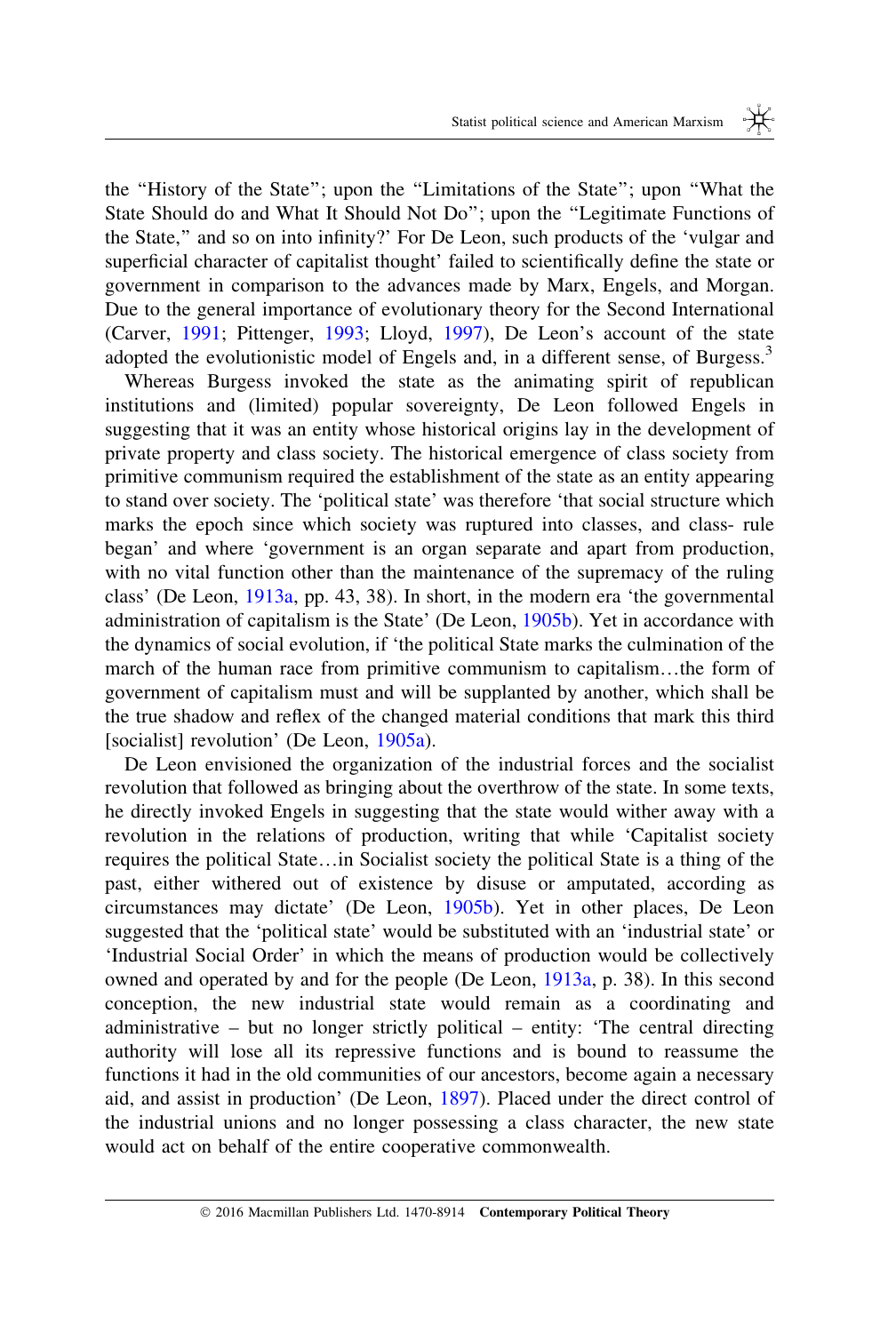the "History of the State"; upon the "Limitations of the State"; upon "What the State Should do and What It Should Not Do"; upon the "Legitimate Functions of the State," and so on into infinity?' For De Leon, such products of the 'vulgar and superficial character of capitalist thought' failed to scientifically define the state or government in comparison to the advances made by Marx, Engels, and Morgan. Due to the general importance of evolutionary theory for the Second International (Carver, 1991; Pittenger, 1993; Lloyd, 1997), De Leon's account of the state adopted the evolutionistic model of Engels and, in a different sense, of Burgess.[3]

Whereas Burgess invoked the state as the animating spirit of republican institutions and (limited) popular sovereignty, De Leon followed Engels in suggesting that it was an entity whose historical origins lay in the development of private property and class society. The historical emergence of class society from primitive communism required the establishment of the state as an entity appearing to stand over society. The 'political state' was therefore 'that social structure which marks the epoch since which society was ruptured into classes, and class- rule began' and where 'government is an organ separate and apart from production, with no vital function other than the maintenance of the supremacy of the ruling class' (De Leon, 1913a, pp. 43, 38). In short, in the modern era 'the governmental administration of capitalism is the State' (De Leon, 1905b). Yet in accordance with the dynamics of social evolution, if 'the political State marks the culmination of the march of the human race from primitive communism to capitalism…the form of government of capitalism must and will be supplanted by another, which shall be the true shadow and reflex of the changed material conditions that mark this third [socialist] revolution' (De Leon, 1905a).

De Leon envisioned the organization of the industrial forces and the socialist revolution that followed as bringing about the overthrow of the state. In some texts, he directly invoked Engels in suggesting that the state would wither away with a revolution in the relations of production, writing that while 'Capitalist society requires the political State…in Socialist society the political State is a thing of the past, either withered out of existence by disuse or amputated, according as circumstances may dictate' (De Leon, 1905b). Yet in other places, De Leon suggested that the 'political state' would be substituted with an 'industrial state' or 'Industrial Social Order' in which the means of production would be collectively owned and operated by and for the people (De Leon, 1913a, p. 38). In this second conception, the new industrial state would remain as a coordinating and administrative – but no longer strictly political – entity: 'The central directing authority will lose all its repressive functions and is bound to reassume the functions it had in the old communities of our ancestors, become again a necessary aid, and assist in production' (De Leon, 1897). Placed under the direct control of the industrial unions and no longer possessing a class character, the new state would act on behalf of the entire cooperative commonwealth.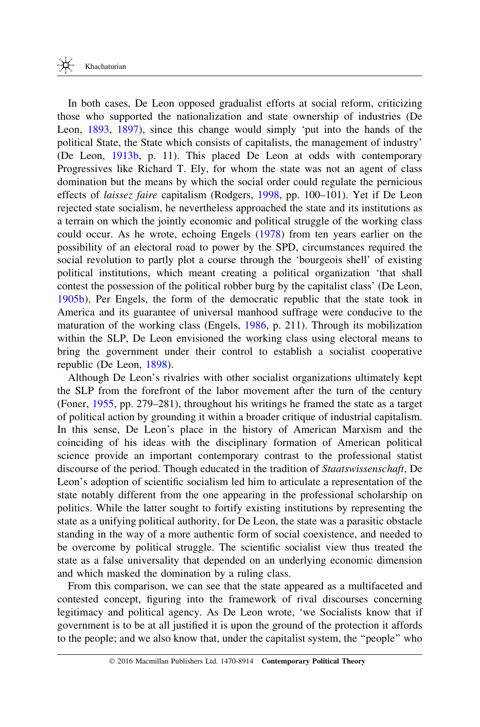In both cases, De Leon opposed gradualist efforts at social reform, criticizing those who supported the nationalization and state ownership of industries (De Leon, 1893, 1897), since this change would simply 'put into the hands of the political State, the State which consists of capitalists, the management of industry' (De Leon, 1913b, p. 11). This placed De Leon at odds with contemporary Progressives like Richard T. Ely, for whom the state was not an agent of class domination but the means by which the social order could regulate the pernicious effects of *laissez faire* capitalism (Rodgers, 1998, pp. 100–101). Yet if De Leon rejected state socialism, he nevertheless approached the state and its institutions as a terrain on which the jointly economic and political struggle of the working class could occur. As he wrote, echoing Engels (1978) from ten years earlier on the possibility of an electoral road to power by the SPD, circumstances required the social revolution to partly plot a course through the 'bourgeois shell' of existing political institutions, which meant creating a political organization 'that shall contest the possession of the political robber burg by the capitalist class' (De Leon, 1905b). Per Engels, the form of the democratic republic that the state took in America and its guarantee of universal manhood suffrage were conducive to the maturation of the working class (Engels, 1986, p. 211). Through its mobilization within the SLP, De Leon envisioned the working class using electoral means to bring the government under their control to establish a socialist cooperative republic (De Leon, 1898).

Although De Leon's rivalries with other socialist organizations ultimately kept the SLP from the forefront of the labor movement after the turn of the century (Foner, 1955, pp. 279–281), throughout his writings he framed the state as a target of political action by grounding it within a broader critique of industrial capitalism. In this sense, De Leon's place in the history of American Marxism and the coinciding of his ideas with the disciplinary formation of American political science provide an important contemporary contrast to the professional statist discourse of the period. Though educated in the tradition of *Staatswissenschaft*, De Leon's adoption of scientific socialism led him to articulate a representation of the state notably different from the one appearing in the professional scholarship on politics. While the latter sought to fortify existing institutions by representing the state as a unifying political authority, for De Leon, the state was a parasitic obstacle standing in the way of a more authentic form of social coexistence, and needed to be overcome by political struggle. The scientific socialist view thus treated the state as a false universality that depended on an underlying economic dimension and which masked the domination by a ruling class.

From this comparison, we can see that the state appeared as a multifaceted and contested concept, figuring into the framework of rival discourses concerning legitimacy and political agency. As De Leon wrote, 'we Socialists know that if government is to be at all justified it is upon the ground of the protection it affords to the people; and we also know that, under the capitalist system, the "people" who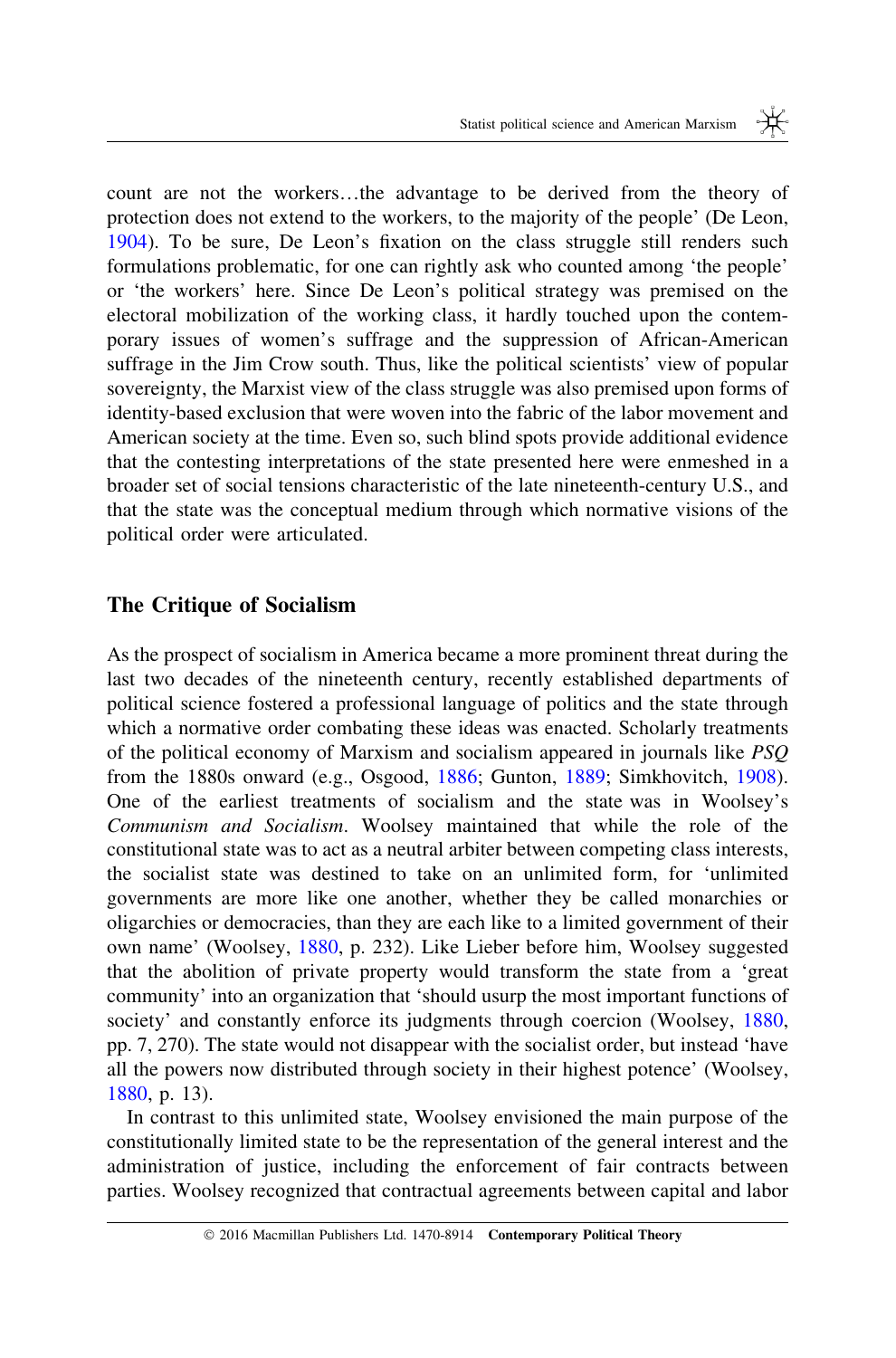count are not the workers…the advantage to be derived from the theory of protection does not extend to the workers, to the majority of the people' (De Leon, 1904). To be sure, De Leon's fixation on the class struggle still renders such formulations problematic, for one can rightly ask who counted among 'the people' or 'the workers' here. Since De Leon's political strategy was premised on the electoral mobilization of the working class, it hardly touched upon the contemporary issues of women's suffrage and the suppression of African-American suffrage in the Jim Crow south. Thus, like the political scientists' view of popular sovereignty, the Marxist view of the class struggle was also premised upon forms of identity-based exclusion that were woven into the fabric of the labor movement and American society at the time. Even so, such blind spots provide additional evidence that the contesting interpretations of the state presented here were enmeshed in a broader set of social tensions characteristic of the late nineteenth-century U.S., and that the state was the conceptual medium through which normative visions of the political order were articulated.

## The Critique of Socialism

As the prospect of socialism in America became a more prominent threat during the last two decades of the nineteenth century, recently established departments of political science fostered a professional language of politics and the state through which a normative order combating these ideas was enacted. Scholarly treatments of the political economy of Marxism and socialism appeared in journals like *PSQ* from the 1880s onward (e.g., Osgood, 1886; Gunton, 1889; Simkhovitch, 1908). One of the earliest treatments of socialism and the state was in Woolsey's *Communism and Socialism*. Woolsey maintained that while the role of the constitutional state was to act as a neutral arbiter between competing class interests, the socialist state was destined to take on an unlimited form, for 'unlimited governments are more like one another, whether they be called monarchies or oligarchies or democracies, than they are each like to a limited government of their own name' (Woolsey, 1880, p. 232). Like Lieber before him, Woolsey suggested that the abolition of private property would transform the state from a 'great community' into an organization that 'should usurp the most important functions of society' and constantly enforce its judgments through coercion (Woolsey, 1880, pp. 7, 270). The state would not disappear with the socialist order, but instead 'have all the powers now distributed through society in their highest potence' (Woolsey, 1880, p. 13).

In contrast to this unlimited state, Woolsey envisioned the main purpose of the constitutionally limited state to be the representation of the general interest and the administration of justice, including the enforcement of fair contracts between parties. Woolsey recognized that contractual agreements between capital and labor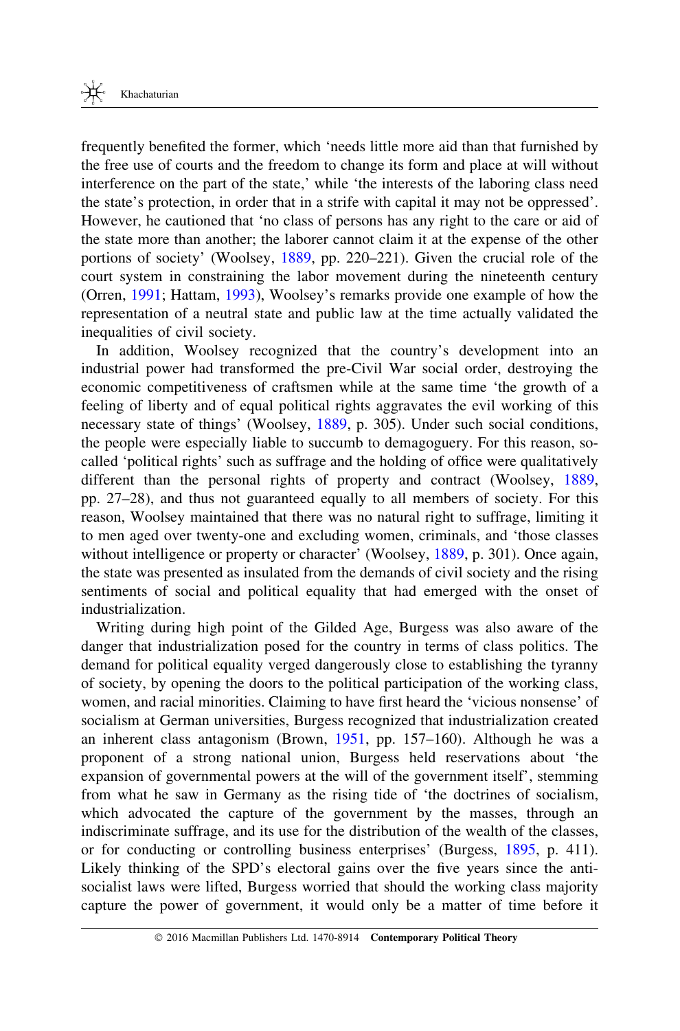frequently benefited the former, which 'needs little more aid than that furnished by the free use of courts and the freedom to change its form and place at will without interference on the part of the state,' while 'the interests of the laboring class need the state's protection, in order that in a strife with capital it may not be oppressed'. However, he cautioned that 'no class of persons has any right to the care or aid of the state more than another; the laborer cannot claim it at the expense of the other portions of society' (Woolsey, 1889, pp. 220–221). Given the crucial role of the court system in constraining the labor movement during the nineteenth century (Orren, 1991; Hattam, 1993), Woolsey's remarks provide one example of how the representation of a neutral state and public law at the time actually validated the inequalities of civil society.

In addition, Woolsey recognized that the country's development into an industrial power had transformed the pre-Civil War social order, destroying the economic competitiveness of craftsmen while at the same time 'the growth of a feeling of liberty and of equal political rights aggravates the evil working of this necessary state of things' (Woolsey, 1889, p. 305). Under such social conditions, the people were especially liable to succumb to demagoguery. For this reason, so-called 'political rights' such as suffrage and the holding of office were qualitatively different than the personal rights of property and contract (Woolsey, 1889, pp. 27–28), and thus not guaranteed equally to all members of society. For this reason, Woolsey maintained that there was no natural right to suffrage, limiting it to men aged over twenty-one and excluding women, criminals, and 'those classes without intelligence or property or character' (Woolsey, 1889, p. 301). Once again, the state was presented as insulated from the demands of civil society and the rising sentiments of social and political equality that had emerged with the onset of industrialization.

Writing during high point of the Gilded Age, Burgess was also aware of the danger that industrialization posed for the country in terms of class politics. The demand for political equality verged dangerously close to establishing the tyranny of society, by opening the doors to the political participation of the working class, women, and racial minorities. Claiming to have first heard the 'vicious nonsense' of socialism at German universities, Burgess recognized that industrialization created an inherent class antagonism (Brown, 1951, pp. 157–160). Although he was a proponent of a strong national union, Burgess held reservations about 'the expansion of governmental powers at the will of the government itself', stemming from what he saw in Germany as the rising tide of 'the doctrines of socialism, which advocated the capture of the government by the masses, through an indiscriminate suffrage, and its use for the distribution of the wealth of the classes, or for conducting or controlling business enterprises' (Burgess, 1895, p. 411). Likely thinking of the SPD's electoral gains over the five years since the anti-socialist laws were lifted, Burgess worried that should the working class majority capture the power of government, it would only be a matter of time before it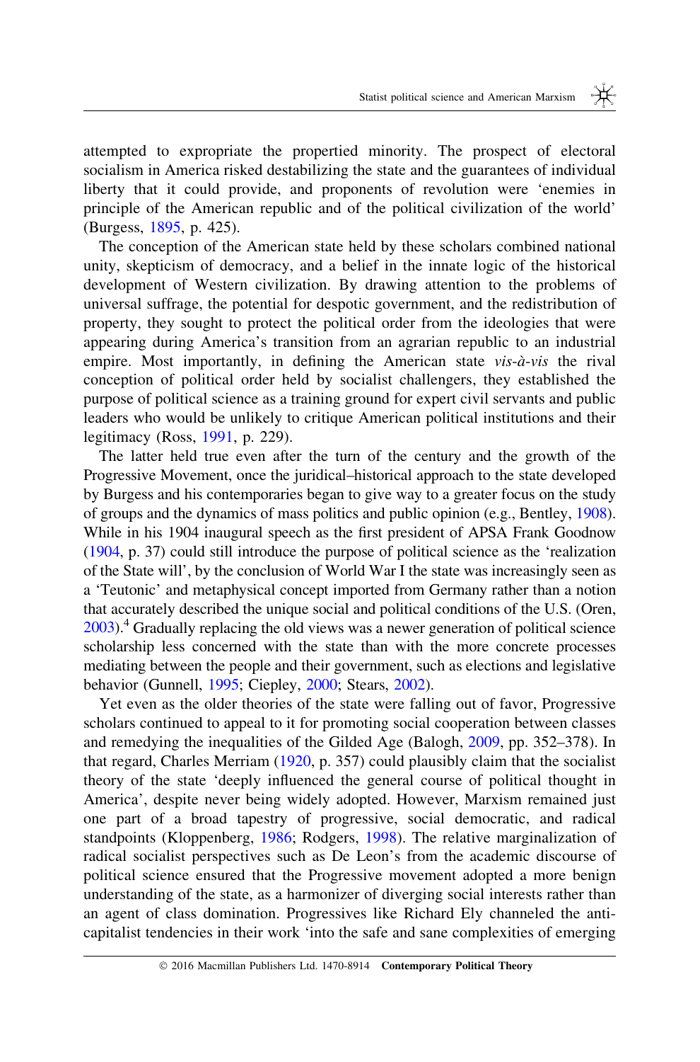attempted to expropriate the propertied minority. The prospect of electoral socialism in America risked destabilizing the state and the guarantees of individual liberty that it could provide, and proponents of revolution were 'enemies in principle of the American republic and of the political civilization of the world' (Burgess, 1895, p. 425).

The conception of the American state held by these scholars combined national unity, skepticism of democracy, and a belief in the innate logic of the historical development of Western civilization. By drawing attention to the problems of universal suffrage, the potential for despotic government, and the redistribution of property, they sought to protect the political order from the ideologies that were appearing during America's transition from an agrarian republic to an industrial empire. Most importantly, in defining the American state *vis-à-vis* the rival conception of political order held by socialist challengers, they established the purpose of political science as a training ground for expert civil servants and public leaders who would be unlikely to critique American political institutions and their legitimacy (Ross, 1991, p. 229).

The latter held true even after the turn of the century and the growth of the Progressive Movement, once the juridical–historical approach to the state developed by Burgess and his contemporaries began to give way to a greater focus on the study of groups and the dynamics of mass politics and public opinion (e.g., Bentley, 1908). While in his 1904 inaugural speech as the first president of APSA Frank Goodnow (1904, p. 37) could still introduce the purpose of political science as the 'realization of the State will', by the conclusion of World War I the state was increasingly seen as a 'Teutonic' and metaphysical concept imported from Germany rather than a notion that accurately described the unique social and political conditions of the U.S. (Oren, 2003).[4] Gradually replacing the old views was a newer generation of political science scholarship less concerned with the state than with the more concrete processes mediating between the people and their government, such as elections and legislative behavior (Gunnell, 1995; Ciepley, 2000; Stears, 2002).

Yet even as the older theories of the state were falling out of favor, Progressive scholars continued to appeal to it for promoting social cooperation between classes and remedying the inequalities of the Gilded Age (Balogh, 2009, pp. 352–378). In that regard, Charles Merriam (1920, p. 357) could plausibly claim that the socialist theory of the state 'deeply influenced the general course of political thought in America', despite never being widely adopted. However, Marxism remained just one part of a broad tapestry of progressive, social democratic, and radical standpoints (Kloppenberg, 1986; Rodgers, 1998). The relative marginalization of radical socialist perspectives such as De Leon's from the academic discourse of political science ensured that the Progressive movement adopted a more benign understanding of the state, as a harmonizer of diverging social interests rather than an agent of class domination. Progressives like Richard Ely channeled the anti-capitalist tendencies in their work 'into the safe and sane complexities of emerging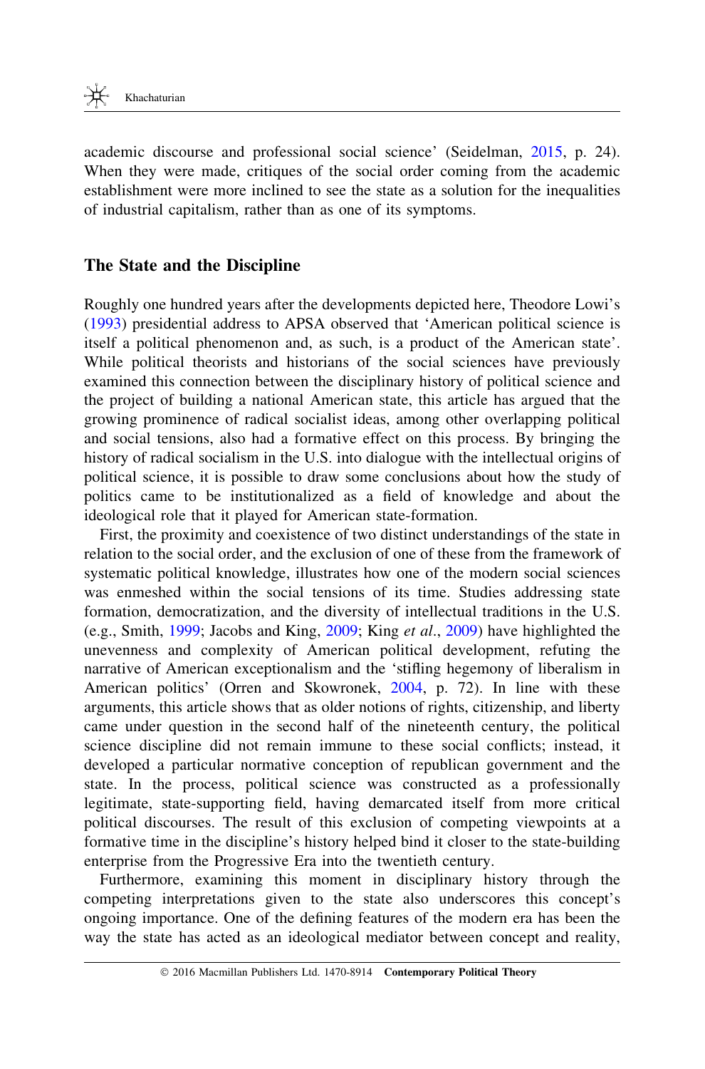academic discourse and professional social science' (Seidelman, 2015, p. 24). When they were made, critiques of the social order coming from the academic establishment were more inclined to see the state as a solution for the inequalities of industrial capitalism, rather than as one of its symptoms.

## The State and the Discipline

Roughly one hundred years after the developments depicted here, Theodore Lowi's (1993) presidential address to APSA observed that 'American political science is itself a political phenomenon and, as such, is a product of the American state'. While political theorists and historians of the social sciences have previously examined this connection between the disciplinary history of political science and the project of building a national American state, this article has argued that the growing prominence of radical socialist ideas, among other overlapping political and social tensions, also had a formative effect on this process. By bringing the history of radical socialism in the U.S. into dialogue with the intellectual origins of political science, it is possible to draw some conclusions about how the study of politics came to be institutionalized as a field of knowledge and about the ideological role that it played for American state-formation.

First, the proximity and coexistence of two distinct understandings of the state in relation to the social order, and the exclusion of one of these from the framework of systematic political knowledge, illustrates how one of the modern social sciences was enmeshed within the social tensions of its time. Studies addressing state formation, democratization, and the diversity of intellectual traditions in the U.S. (e.g., Smith, 1999; Jacobs and King, 2009; King *et al*., 2009) have highlighted the unevenness and complexity of American political development, refuting the narrative of American exceptionalism and the 'stifling hegemony of liberalism in American politics' (Orren and Skowronek, 2004, p. 72). In line with these arguments, this article shows that as older notions of rights, citizenship, and liberty came under question in the second half of the nineteenth century, the political science discipline did not remain immune to these social conflicts; instead, it developed a particular normative conception of republican government and the state. In the process, political science was constructed as a professionally legitimate, state-supporting field, having demarcated itself from more critical political discourses. The result of this exclusion of competing viewpoints at a formative time in the discipline's history helped bind it closer to the state-building enterprise from the Progressive Era into the twentieth century.

Furthermore, examining this moment in disciplinary history through the competing interpretations given to the state also underscores this concept's ongoing importance. One of the defining features of the modern era has been the way the state has acted as an ideological mediator between concept and reality,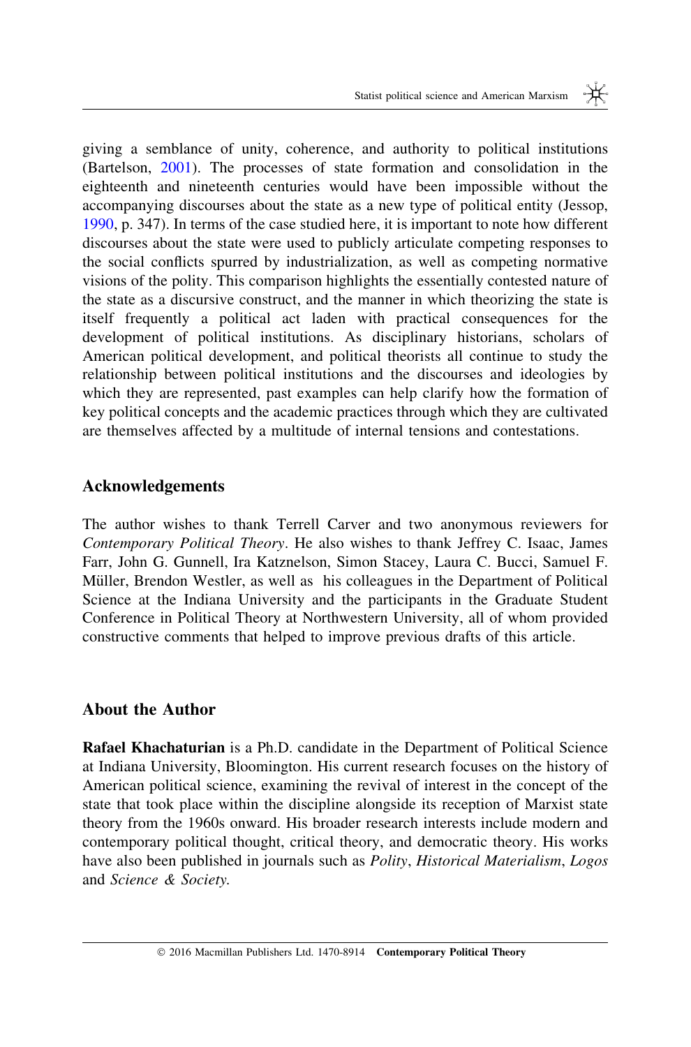giving a semblance of unity, coherence, and authority to political institutions (Bartelson, 2001). The processes of state formation and consolidation in the eighteenth and nineteenth centuries would have been impossible without the accompanying discourses about the state as a new type of political entity (Jessop, 1990, p. 347). In terms of the case studied here, it is important to note how different discourses about the state were used to publicly articulate competing responses to the social conflicts spurred by industrialization, as well as competing normative visions of the polity. This comparison highlights the essentially contested nature of the state as a discursive construct, and the manner in which theorizing the state is itself frequently a political act laden with practical consequences for the development of political institutions. As disciplinary historians, scholars of American political development, and political theorists all continue to study the relationship between political institutions and the discourses and ideologies by which they are represented, past examples can help clarify how the formation of key political concepts and the academic practices through which they are cultivated are themselves affected by a multitude of internal tensions and contestations.

## Acknowledgements

The author wishes to thank Terrell Carver and two anonymous reviewers for *Contemporary Political Theory*. He also wishes to thank Jeffrey C. Isaac, James Farr, John G. Gunnell, Ira Katznelson, Simon Stacey, Laura C. Bucci, Samuel F. Müller, Brendon Westler, as well as his colleagues in the Department of Political Science at the Indiana University and the participants in the Graduate Student Conference in Political Theory at Northwestern University, all of whom provided constructive comments that helped to improve previous drafts of this article.

## About the Author

**Rafael Khachaturian** is a Ph.D. candidate in the Department of Political Science at Indiana University, Bloomington. His current research focuses on the history of American political science, examining the revival of interest in the concept of the state that took place within the discipline alongside its reception of Marxist state theory from the 1960s onward. His broader research interests include modern and contemporary political thought, critical theory, and democratic theory. His works have also been published in journals such as *Polity*, *Historical Materialism*, *Logos* and *Science & Society*.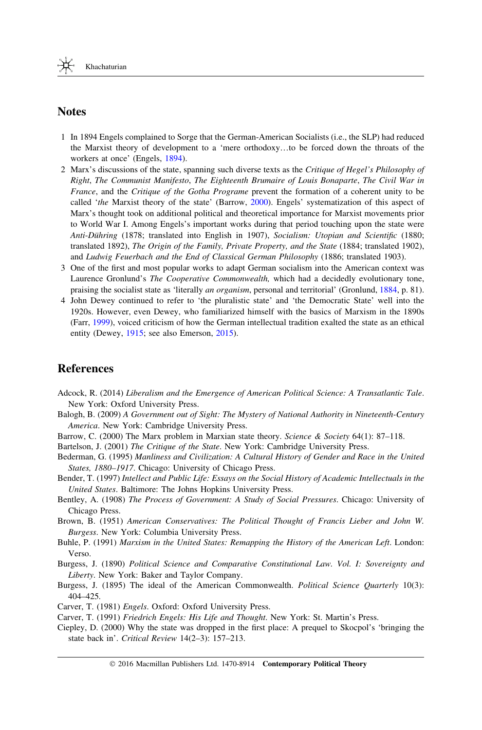## Notes

1 In 1894 Engels complained to Sorge that the German-American Socialists (i.e., the SLP) had reduced the Marxist theory of development to a 'mere orthodoxy…to be forced down the throats of the workers at once' (Engels, 1894).

2 Marx's discussions of the state, spanning such diverse texts as the *Critique of Hegel's Philosophy of Right*, *The Communist Manifesto*, *The Eighteenth Brumaire of Louis Bonaparte*, *The Civil War in France*, and the *Critique of the Gotha Programe* prevent the formation of a coherent unity to be called '*the* Marxist theory of the state' (Barrow, 2000). Engels' systematization of this aspect of Marx's thought took on additional political and theoretical importance for Marxist movements prior to World War I. Among Engels's important works during that period touching upon the state were *Anti-Dühring* (1878; translated into English in 1907), *Socialism: Utopian and Scientific* (1880; translated 1892), *The Origin of the Family, Private Property, and the State* (1884; translated 1902), and *Ludwig Feuerbach and the End of Classical German Philosophy* (1886; translated 1903).

3 One of the first and most popular works to adapt German socialism into the American context was Laurence Gronlund's *The Cooperative Commonwealth,* which had a decidedly evolutionary tone, praising the socialist state as 'literally *an organism*, personal and territorial' (Gronlund, 1884, p. 81).

4 John Dewey continued to refer to 'the pluralistic state' and 'the Democratic State' well into the 1920s. However, even Dewey, who familiarized himself with the basics of Marxism in the 1890s (Farr, 1999), voiced criticism of how the German intellectual tradition exalted the state as an ethical entity (Dewey, 1915; see also Emerson, 2015).

## References

Adcock, R. (2014) *Liberalism and the Emergence of American Political Science: A Transatlantic Tale*. New York: Oxford University Press.

Balogh, B. (2009) *A Government out of Sight: The Mystery of National Authority in Nineteenth-Century America*. New York: Cambridge University Press.

Barrow, C. (2000) The Marx problem in Marxian state theory. *Science & Society* 64(1): 87–118.

Bartelson, J. (2001) *The Critique of the State*. New York: Cambridge University Press.

Bederman, G. (1995) *Manliness and Civilization: A Cultural History of Gender and Race in the United States, 1880–1917*. Chicago: University of Chicago Press.

Bender, T. (1997) *Intellect and Public Life: Essays on the Social History of Academic Intellectuals in the United States*. Baltimore: The Johns Hopkins University Press.

Bentley, A. (1908) *The Process of Government: A Study of Social Pressures*. Chicago: University of Chicago Press.

Brown, B. (1951) *American Conservatives: The Political Thought of Francis Lieber and John W. Burgess*. New York: Columbia University Press.

Buhle, P. (1991) *Marxism in the United States: Remapping the History of the American Left*. London: Verso.

Burgess, J. (1890) *Political Science and Comparative Constitutional Law. Vol. I: Sovereignty and Liberty*. New York: Baker and Taylor Company.

Burgess, J. (1895) The ideal of the American Commonwealth. *Political Science Quarterly* 10(3): 404–425.

Carver, T. (1981) *Engels*. Oxford: Oxford University Press.

Carver, T. (1991) *Friedrich Engels: His Life and Thought*. New York: St. Martin's Press.

Ciepley, D. (2000) Why the state was dropped in the first place: A prequel to Skocpol's 'bringing the state back in'. *Critical Review* 14(2–3): 157–213.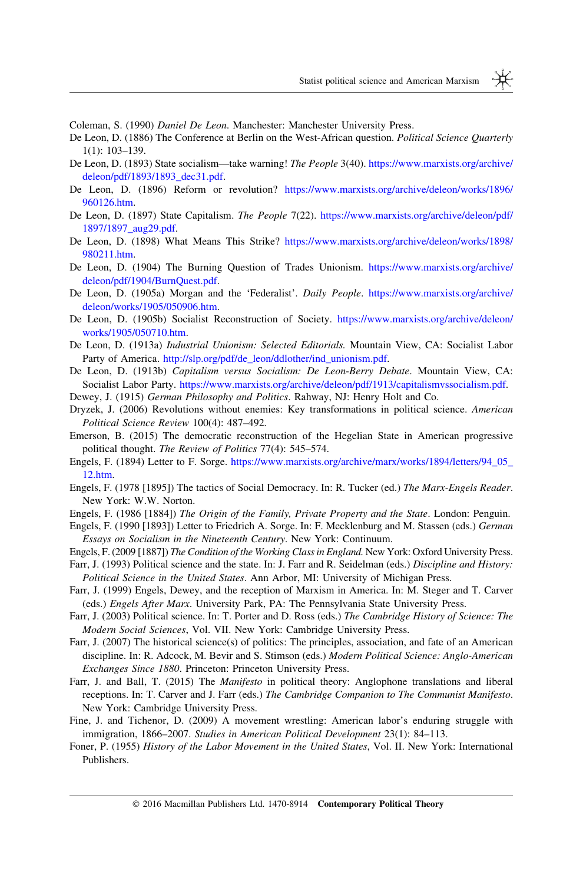Coleman, S. (1990) *Daniel De Leon*. Manchester: Manchester University Press.

De Leon, D. (1886) The Conference at Berlin on the West-African question. *Political Science Quarterly* 1(1): 103–139.

De Leon, D. (1893) State socialism—take warning! *The People* 3(40). https://www.marxists.org/archive/deleon/pdf/1893/1893_dec31.pdf.

De Leon, D. (1896) Reform or revolution? https://www.marxists.org/archive/deleon/works/1896/960126.htm.

De Leon, D. (1897) State Capitalism. *The People* 7(22). https://www.marxists.org/archive/deleon/pdf/1897/1897_aug29.pdf.

De Leon, D. (1898) What Means This Strike? https://www.marxists.org/archive/deleon/works/1898/980211.htm.

De Leon, D. (1904) The Burning Question of Trades Unionism. https://www.marxists.org/archive/deleon/pdf/1904/BurnQuest.pdf.

De Leon, D. (1905a) Morgan and the 'Federalist'. *Daily People*. https://www.marxists.org/archive/deleon/works/1905/050906.htm.

De Leon, D. (1905b) Socialist Reconstruction of Society. https://www.marxists.org/archive/deleon/works/1905/050710.htm.

De Leon, D. (1913a) *Industrial Unionism: Selected Editorials.* Mountain View, CA: Socialist Labor Party of America. http://slp.org/pdf/de_leon/ddlother/ind_unionism.pdf.

De Leon, D. (1913b) *Capitalism versus Socialism: De Leon-Berry Debate*. Mountain View, CA: Socialist Labor Party. https://www.marxists.org/archive/deleon/pdf/1913/capitalismvssocialism.pdf.

Dewey, J. (1915) *German Philosophy and Politics*. Rahway, NJ: Henry Holt and Co.

Dryzek, J. (2006) Revolutions without enemies: Key transformations in political science. *American Political Science Review* 100(4): 487–492.

Emerson, B. (2015) The democratic reconstruction of the Hegelian State in American progressive political thought. *The Review of Politics* 77(4): 545–574.

Engels, F. (1894) Letter to F. Sorge. https://www.marxists.org/archive/marx/works/1894/letters/94_05_12.htm.

Engels, F. (1978 [1895]) The tactics of Social Democracy. In: R. Tucker (ed.) *The Marx-Engels Reader*. New York: W.W. Norton.

Engels, F. (1986 [1884]) *The Origin of the Family, Private Property and the State*. London: Penguin.

Engels, F. (1990 [1893]) Letter to Friedrich A. Sorge. In: F. Mecklenburg and M. Stassen (eds.) *German Essays on Socialism in the Nineteenth Century*. New York: Continuum.

Engels, F. (2009 [1887]) *The Condition of the Working Class in England*. New York: Oxford University Press.

Farr, J. (1993) Political science and the state. In: J. Farr and R. Seidelman (eds.) *Discipline and History: Political Science in the United States*. Ann Arbor, MI: University of Michigan Press.

Farr, J. (1999) Engels, Dewey, and the reception of Marxism in America. In: M. Steger and T. Carver (eds.) *Engels After Marx*. University Park, PA: The Pennsylvania State University Press.

Farr, J. (2003) Political science. In: T. Porter and D. Ross (eds.) *The Cambridge History of Science: The Modern Social Sciences*, Vol. VII. New York: Cambridge University Press.

Farr, J. (2007) The historical science(s) of politics: The principles, association, and fate of an American discipline. In: R. Adcock, M. Bevir and S. Stimson (eds.) *Modern Political Science: Anglo-American Exchanges Since 1880*. Princeton: Princeton University Press.

Farr, J. and Ball, T. (2015) The *Manifesto* in political theory: Anglophone translations and liberal receptions. In: T. Carver and J. Farr (eds.) *The Cambridge Companion to The Communist Manifesto*. New York: Cambridge University Press.

Fine, J. and Tichenor, D. (2009) A movement wrestling: American labor's enduring struggle with immigration, 1866–2007. *Studies in American Political Development* 23(1): 84–113.

Foner, P. (1955) *History of the Labor Movement in the United States*, Vol. II. New York: International Publishers.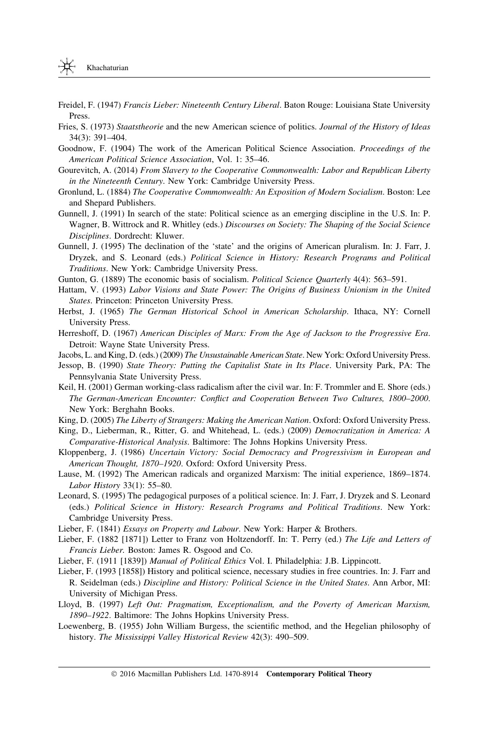Freidel, F. (1947) *Francis Lieber: Nineteenth Century Liberal*. Baton Rouge: Louisiana State University Press.

Fries, S. (1973) *Staatstheorie* and the new American science of politics. *Journal of the History of Ideas* 34(3): 391–404.

Goodnow, F. (1904) The work of the American Political Science Association. *Proceedings of the American Political Science Association*, Vol. 1: 35–46.

Gourevitch, A. (2014) *From Slavery to the Cooperative Commonwealth: Labor and Republican Liberty in the Nineteenth Century*. New York: Cambridge University Press.

Gronlund, L. (1884) *The Cooperative Commonwealth: An Exposition of Modern Socialism*. Boston: Lee and Shepard Publishers.

Gunnell, J. (1991) In search of the state: Political science as an emerging discipline in the U.S. In: P. Wagner, B. Wittrock and R. Whitley (eds.) *Discourses on Society: The Shaping of the Social Science Disciplines*. Dordrecht: Kluwer.

Gunnell, J. (1995) The declination of the 'state' and the origins of American pluralism. In: J. Farr, J. Dryzek, and S. Leonard (eds.) *Political Science in History: Research Programs and Political Traditions*. New York: Cambridge University Press.

Gunton, G. (1889) The economic basis of socialism. *Political Science Quarterly* 4(4): 563–591.

Hattam, V. (1993) *Labor Visions and State Power: The Origins of Business Unionism in the United States*. Princeton: Princeton University Press.

Herbst, J. (1965) *The German Historical School in American Scholarship*. Ithaca, NY: Cornell University Press.

Herreshoff, D. (1967) *American Disciples of Marx: From the Age of Jackson to the Progressive Era*. Detroit: Wayne State University Press.

Jacobs, L. and King, D. (eds.) (2009) *The Unsustainable American State*. New York: Oxford University Press.

Jessop, B. (1990) *State Theory: Putting the Capitalist State in Its Place*. University Park, PA: The Pennsylvania State University Press.

Keil, H. (2001) German working-class radicalism after the civil war. In: F. Trommler and E. Shore (eds.) *The German-American Encounter: Conflict and Cooperation Between Two Cultures, 1800–2000*. New York: Berghahn Books.

King, D. (2005) *The Liberty of Strangers: Making the American Nation*. Oxford: Oxford University Press.

King, D., Lieberman, R., Ritter, G. and Whitehead, L. (eds.) (2009) *Democratization in America: A Comparative-Historical Analysis*. Baltimore: The Johns Hopkins University Press.

Kloppenberg, J. (1986) *Uncertain Victory: Social Democracy and Progressivism in European and American Thought, 1870–1920*. Oxford: Oxford University Press.

Lause, M. (1992) The American radicals and organized Marxism: The initial experience, 1869–1874. *Labor History* 33(1): 55–80.

Leonard, S. (1995) The pedagogical purposes of a political science. In: J. Farr, J. Dryzek and S. Leonard (eds.) *Political Science in History: Research Programs and Political Traditions*. New York: Cambridge University Press.

Lieber, F. (1841) *Essays on Property and Labour*. New York: Harper & Brothers.

Lieber, F. (1882 [1871]) Letter to Franz von Holtzendorff. In: T. Perry (ed.) *The Life and Letters of Francis Lieber*. Boston: James R. Osgood and Co.

Lieber, F. (1911 [1839]) *Manual of Political Ethics* Vol. I. Philadelphia: J.B. Lippincott.

Lieber, F. (1993 [1858]) History and political science, necessary studies in free countries. In: J. Farr and R. Seidelman (eds.) *Discipline and History: Political Science in the United States*. Ann Arbor, MI: University of Michigan Press.

Lloyd, B. (1997) *Left Out: Pragmatism, Exceptionalism, and the Poverty of American Marxism, 1890–1922*. Baltimore: The Johns Hopkins University Press.

Loewenberg, B. (1955) John William Burgess, the scientific method, and the Hegelian philosophy of history. *The Mississippi Valley Historical Review* 42(3): 490–509.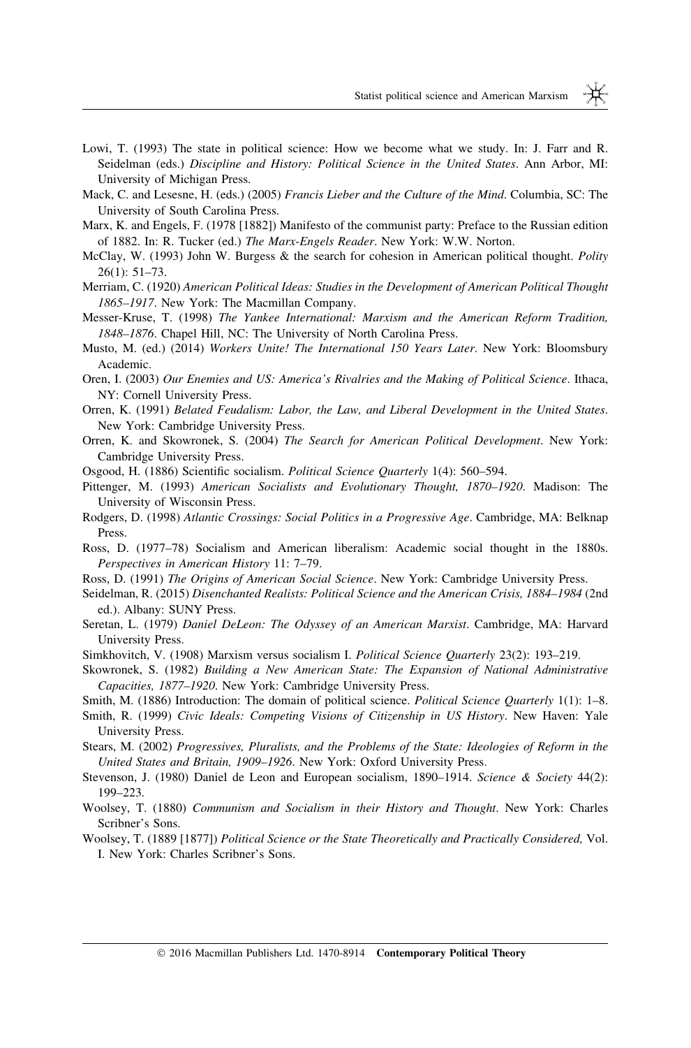Lowi, T. (1993) The state in political science: How we become what we study. In: J. Farr and R. Seidelman (eds.) *Discipline and History: Political Science in the United States*. Ann Arbor, MI: University of Michigan Press.

Mack, C. and Lesesne, H. (eds.) (2005) *Francis Lieber and the Culture of the Mind*. Columbia, SC: The University of South Carolina Press.

Marx, K. and Engels, F. (1978 [1882]) Manifesto of the communist party: Preface to the Russian edition of 1882. In: R. Tucker (ed.) *The Marx-Engels Reader*. New York: W.W. Norton.

McClay, W. (1993) John W. Burgess & the search for cohesion in American political thought. *Polity* 26(1): 51–73.

Merriam, C. (1920) *American Political Ideas: Studies in the Development of American Political Thought 1865–1917*. New York: The Macmillan Company.

Messer-Kruse, T. (1998) *The Yankee International: Marxism and the American Reform Tradition, 1848–1876*. Chapel Hill, NC: The University of North Carolina Press.

Musto, M. (ed.) (2014) *Workers Unite! The International 150 Years Later*. New York: Bloomsbury Academic.

Oren, I. (2003) *Our Enemies and US: America's Rivalries and the Making of Political Science*. Ithaca, NY: Cornell University Press.

Orren, K. (1991) *Belated Feudalism: Labor, the Law, and Liberal Development in the United States*. New York: Cambridge University Press.

Orren, K. and Skowronek, S. (2004) *The Search for American Political Development*. New York: Cambridge University Press.

Osgood, H. (1886) Scientific socialism. *Political Science Quarterly* 1(4): 560–594.

Pittenger, M. (1993) *American Socialists and Evolutionary Thought, 1870–1920*. Madison: The University of Wisconsin Press.

Rodgers, D. (1998) *Atlantic Crossings: Social Politics in a Progressive Age*. Cambridge, MA: Belknap Press.

Ross, D. (1977–78) Socialism and American liberalism: Academic social thought in the 1880s. *Perspectives in American History* 11: 7–79.

Ross, D. (1991) *The Origins of American Social Science*. New York: Cambridge University Press.

Seidelman, R. (2015) *Disenchanted Realists: Political Science and the American Crisis, 1884–1984* (2nd ed.). Albany: SUNY Press.

Seretan, L. (1979) *Daniel DeLeon: The Odyssey of an American Marxist*. Cambridge, MA: Harvard University Press.

Simkhovitch, V. (1908) Marxism versus socialism I. *Political Science Quarterly* 23(2): 193–219.

Skowronek, S. (1982) *Building a New American State: The Expansion of National Administrative Capacities, 1877–1920*. New York: Cambridge University Press.

Smith, M. (1886) Introduction: The domain of political science. *Political Science Quarterly* 1(1): 1–8.

Smith, R. (1999) *Civic Ideals: Competing Visions of Citizenship in US History*. New Haven: Yale University Press.

Stears, M. (2002) *Progressives, Pluralists, and the Problems of the State: Ideologies of Reform in the United States and Britain, 1909–1926*. New York: Oxford University Press.

Stevenson, J. (1980) Daniel de Leon and European socialism, 1890–1914. *Science & Society* 44(2): 199–223.

Woolsey, T. (1880) *Communism and Socialism in their History and Thought*. New York: Charles Scribner's Sons.

Woolsey, T. (1889 [1877]) *Political Science or the State Theoretically and Practically Considered,* Vol. I. New York: Charles Scribner's Sons.